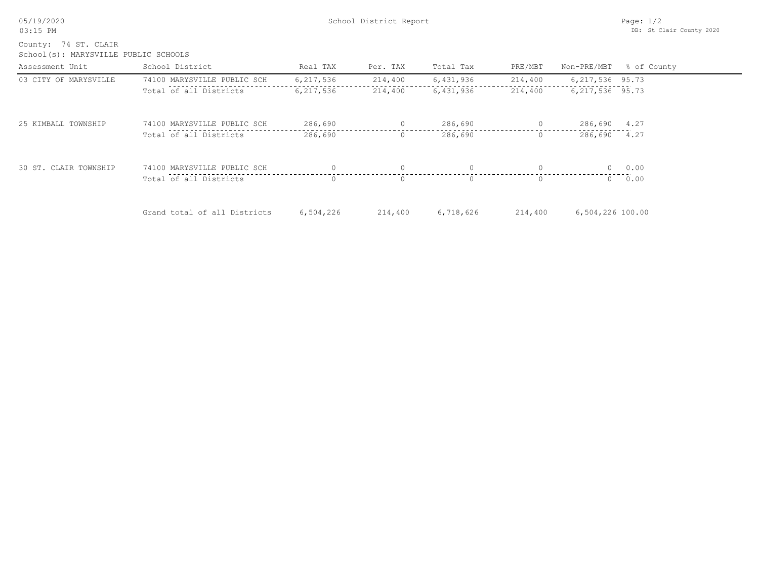05/19/2020
03:15 PM

School District Report

DB: St Clair County 2020

County: 74 ST. CLAIR
School(s): MARYSVILLE PUBLIC SCHOOLS

| Assessment Unit | School District | Real TAX | Per. TAX | Total Tax | PRE/MBT | Non-PRE/MBT | % of County |
|---|---|---|---|---|---|---|---|
| 03 CITY OF MARYSVILLE | 74100 MARYSVILLE PUBLIC SCH | 6,217,536 | 214,400 | 6,431,936 | 214,400 | 6,217,536 | 95.73 |
| | Total of all Districts | 6,217,536 | 214,400 | 6,431,936 | 214,400 | 6,217,536 | 95.73 |
| 25 KIMBALL TOWNSHIP | 74100 MARYSVILLE PUBLIC SCH | 286,690 | 0 | 286,690 | 0 | 286,690 | 4.27 |
| | Total of all Districts | 286,690 | 0 | 286,690 | 0 | 286,690 | 4.27 |
| 30 ST. CLAIR TOWNSHIP | 74100 MARYSVILLE PUBLIC SCH | 0 | 0 | 0 | 0 | 0 | 0.00 |
| | Total of all Districts | 0 | 0 | 0 | 0 | 0 | 0.00 |
| | Grand total of all Districts | 6,504,226 | 214,400 | 6,718,626 | 214,400 | 6,504,226 | 100.00 |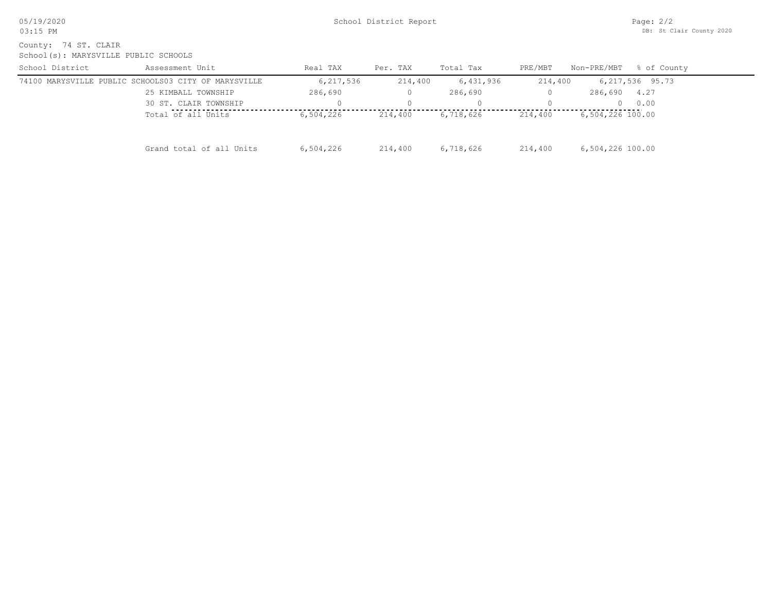05/19/2020
03:15 PM

School District Report

DB: St Clair County 2020

County: 74 ST. CLAIR
School(s): MARYSVILLE PUBLIC SCHOOLS

| School District | Assessment Unit | Real TAX | Per. TAX | Total Tax | PRE/MBT | Non-PRE/MBT | % of County |
|---|---|---|---|---|---|---|---|
| 74100 MARYSVILLE PUBLIC SCHOOLS | 03 CITY OF MARYSVILLE | 6,217,536 | 214,400 | 6,431,936 | 214,400 | 6,217,536 | 95.73 |
| | 25 KIMBALL TOWNSHIP | 286,690 | 0 | 286,690 | 0 | 286,690 | 4.27 |
| | 30 ST. CLAIR TOWNSHIP | 0 | 0 | 0 | 0 | 0 | 0.00 |
| | Total of all Units | 6,504,226 | 214,400 | 6,718,626 | 214,400 | 6,504,226 | 100.00 |
| | Grand total of all Units | 6,504,226 | 214,400 | 6,718,626 | 214,400 | 6,504,226 | 100.00 |